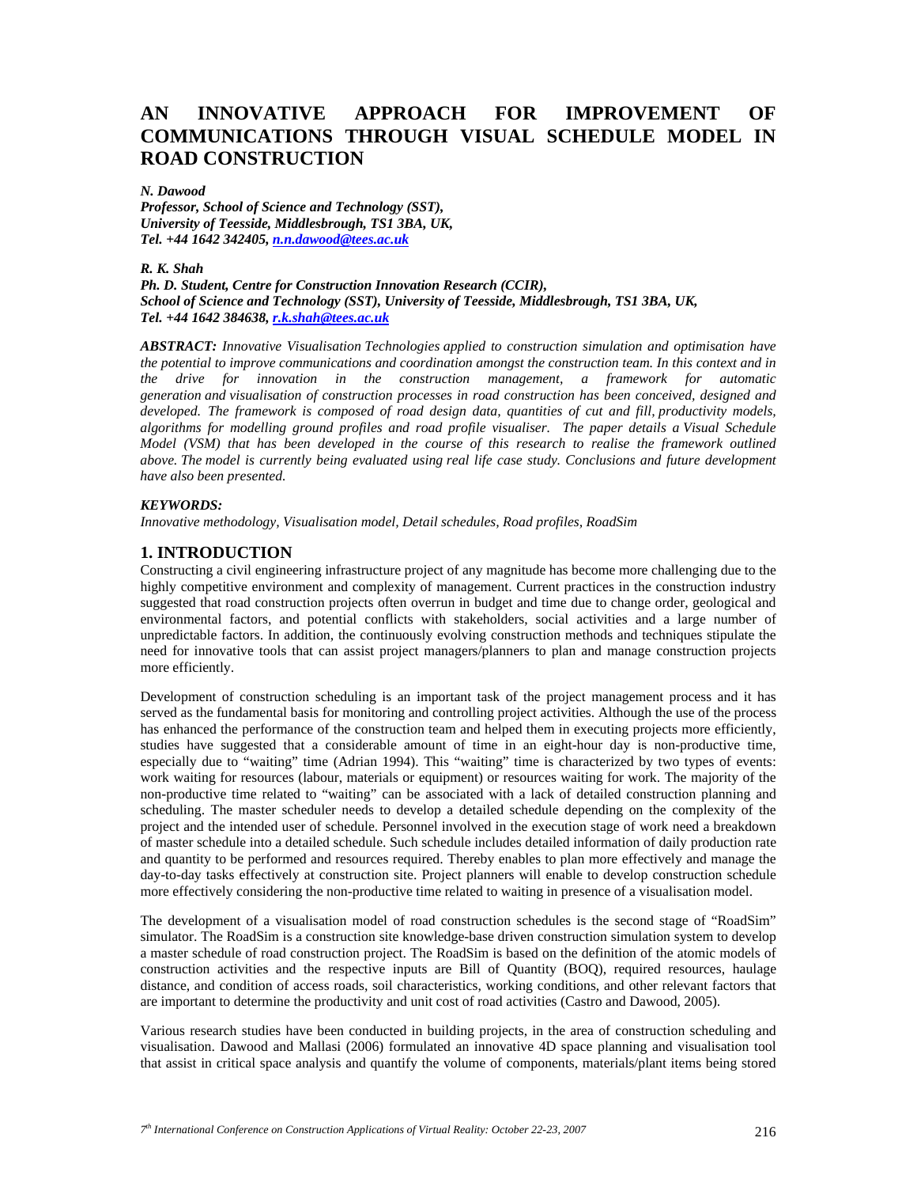# AN INNOVATIVE APPROACH FOR IMPROVEMENT OF COMMUNICATIONS THROUGH VISUAL SCHEDULE MODEL IN ROAD CONSTRUCTION

***N. Dawood***
***Professor, School of Science and Technology (SST),***
***University of Teesside, Middlesbrough, TS1 3BA, UK,***
***Tel. +44 1642 342405, n.n.dawood@tees.ac.uk***

***R. K. Shah***
***Ph. D. Student, Centre for Construction Innovation Research (CCIR),***
***School of Science and Technology (SST), University of Teesside, Middlesbrough, TS1 3BA, UK,***
***Tel. +44 1642 384638, r.k.shah@tees.ac.uk***

***ABSTRACT:*** *Innovative Visualisation Technologies applied to construction simulation and optimisation have the potential to improve communications and coordination amongst the construction team. In this context and in the drive for innovation in the construction management, a framework for automatic generation and visualisation of construction processes in road construction has been conceived, designed and developed. The framework is composed of road design data, quantities of cut and fill, productivity models, algorithms for modelling ground profiles and road profile visualiser. The paper details a Visual Schedule Model (VSM) that has been developed in the course of this research to realise the framework outlined above. The model is currently being evaluated using real life case study. Conclusions and future development have also been presented.*

***KEYWORDS:***
*Innovative methodology, Visualisation model, Detail schedules, Road profiles, RoadSim*

## 1. INTRODUCTION

Constructing a civil engineering infrastructure project of any magnitude has become more challenging due to the highly competitive environment and complexity of management. Current practices in the construction industry suggested that road construction projects often overrun in budget and time due to change order, geological and environmental factors, and potential conflicts with stakeholders, social activities and a large number of unpredictable factors. In addition, the continuously evolving construction methods and techniques stipulate the need for innovative tools that can assist project managers/planners to plan and manage construction projects more efficiently.

Development of construction scheduling is an important task of the project management process and it has served as the fundamental basis for monitoring and controlling project activities. Although the use of the process has enhanced the performance of the construction team and helped them in executing projects more efficiently, studies have suggested that a considerable amount of time in an eight-hour day is non-productive time, especially due to "waiting" time (Adrian 1994). This "waiting" time is characterized by two types of events: work waiting for resources (labour, materials or equipment) or resources waiting for work. The majority of the non-productive time related to "waiting" can be associated with a lack of detailed construction planning and scheduling. The master scheduler needs to develop a detailed schedule depending on the complexity of the project and the intended user of schedule. Personnel involved in the execution stage of work need a breakdown of master schedule into a detailed schedule. Such schedule includes detailed information of daily production rate and quantity to be performed and resources required. Thereby enables to plan more effectively and manage the day-to-day tasks effectively at construction site. Project planners will enable to develop construction schedule more effectively considering the non-productive time related to waiting in presence of a visualisation model.

The development of a visualisation model of road construction schedules is the second stage of "RoadSim" simulator. The RoadSim is a construction site knowledge-base driven construction simulation system to develop a master schedule of road construction project. The RoadSim is based on the definition of the atomic models of construction activities and the respective inputs are Bill of Quantity (BOQ), required resources, haulage distance, and condition of access roads, soil characteristics, working conditions, and other relevant factors that are important to determine the productivity and unit cost of road activities (Castro and Dawood, 2005).

Various research studies have been conducted in building projects, in the area of construction scheduling and visualisation. Dawood and Mallasi (2006) formulated an innovative 4D space planning and visualisation tool that assist in critical space analysis and quantify the volume of components, materials/plant items being stored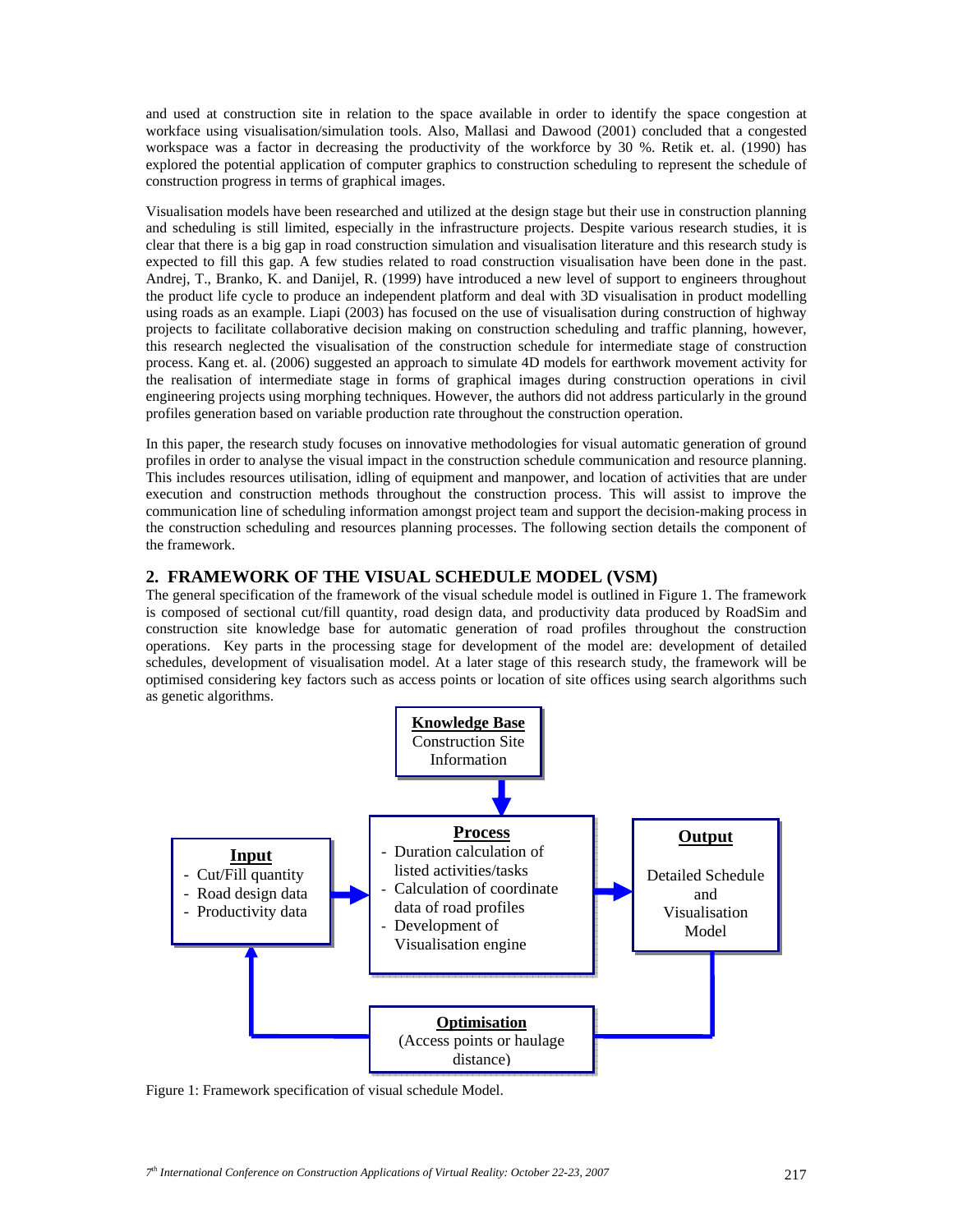and used at construction site in relation to the space available in order to identify the space congestion at workface using visualisation/simulation tools. Also, Mallasi and Dawood (2001) concluded that a congested workspace was a factor in decreasing the productivity of the workforce by 30 %. Retik et. al. (1990) has explored the potential application of computer graphics to construction scheduling to represent the schedule of construction progress in terms of graphical images.

Visualisation models have been researched and utilized at the design stage but their use in construction planning and scheduling is still limited, especially in the infrastructure projects. Despite various research studies, it is clear that there is a big gap in road construction simulation and visualisation literature and this research study is expected to fill this gap. A few studies related to road construction visualisation have been done in the past. Andrej, T., Branko, K. and Danijel, R. (1999) have introduced a new level of support to engineers throughout the product life cycle to produce an independent platform and deal with 3D visualisation in product modelling using roads as an example. Liapi (2003) has focused on the use of visualisation during construction of highway projects to facilitate collaborative decision making on construction scheduling and traffic planning, however, this research neglected the visualisation of the construction schedule for intermediate stage of construction process. Kang et. al. (2006) suggested an approach to simulate 4D models for earthwork movement activity for the realisation of intermediate stage in forms of graphical images during construction operations in civil engineering projects using morphing techniques. However, the authors did not address particularly in the ground profiles generation based on variable production rate throughout the construction operation.

In this paper, the research study focuses on innovative methodologies for visual automatic generation of ground profiles in order to analyse the visual impact in the construction schedule communication and resource planning. This includes resources utilisation, idling of equipment and manpower, and location of activities that are under execution and construction methods throughout the construction process. This will assist to improve the communication line of scheduling information amongst project team and support the decision-making process in the construction scheduling and resources planning processes. The following section details the component of the framework.

## 2. FRAMEWORK OF THE VISUAL SCHEDULE MODEL (VSM)

The general specification of the framework of the visual schedule model is outlined in Figure 1. The framework is composed of sectional cut/fill quantity, road design data, and productivity data produced by RoadSim and construction site knowledge base for automatic generation of road profiles throughout the construction operations. Key parts in the processing stage for development of the model are: development of detailed schedules, development of visualisation model. At a later stage of this research study, the framework will be optimised considering key factors such as access points or location of site offices using search algorithms such as genetic algorithms.

**Knowledge Base**
Construction Site Information

**Input**
- Cut/Fill quantity
- Road design data
- Productivity data

**Process**
- Duration calculation of listed activities/tasks
- Calculation of coordinate data of road profiles
- Development of Visualisation engine

**Output**
Detailed Schedule and Visualisation Model

**Optimisation**
(Access points or haulage distance)

Figure 1: Framework specification of visual schedule Model.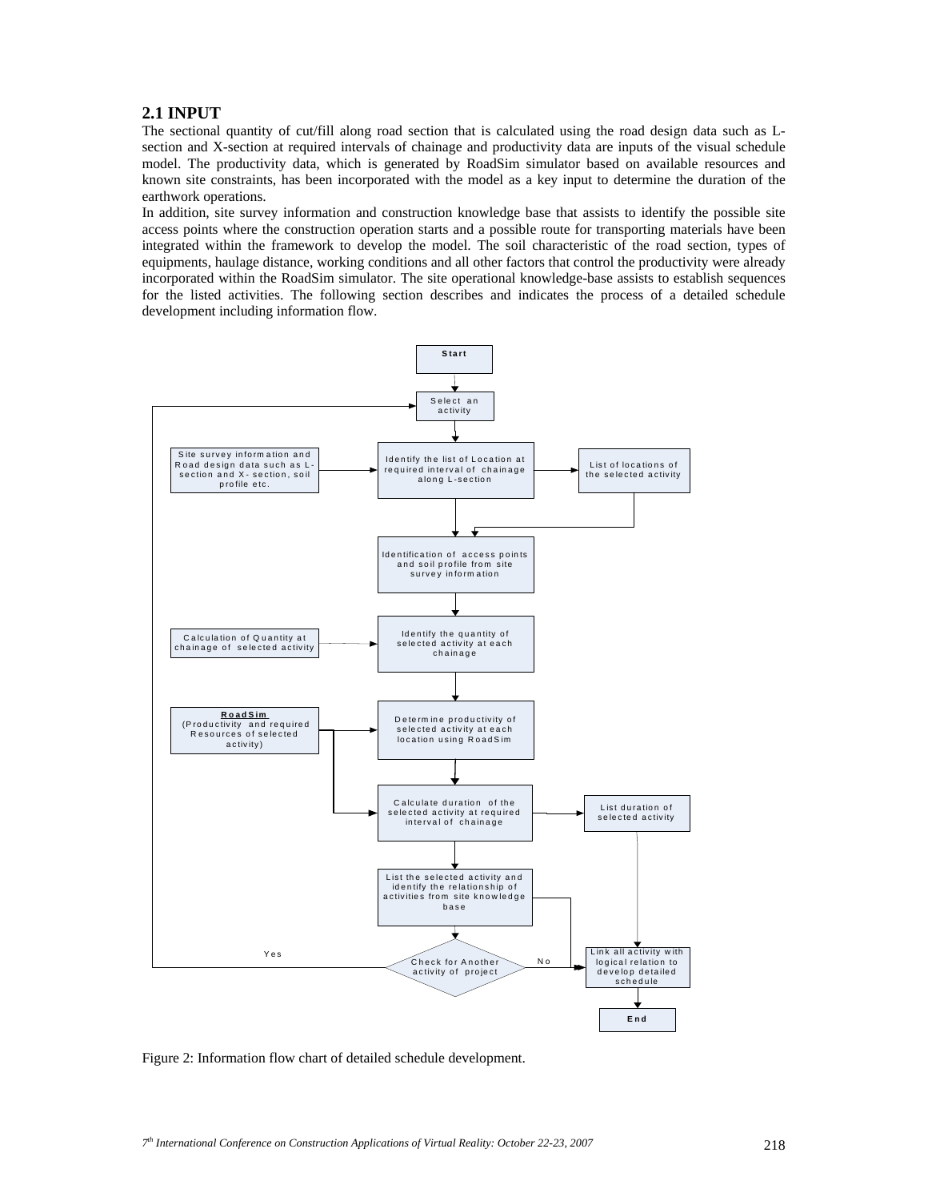## 2.1 INPUT

The sectional quantity of cut/fill along road section that is calculated using the road design data such as L-section and X-section at required intervals of chainage and productivity data are inputs of the visual schedule model. The productivity data, which is generated by RoadSim simulator based on available resources and known site constraints, has been incorporated with the model as a key input to determine the duration of the earthwork operations.

In addition, site survey information and construction knowledge base that assists to identify the possible site access points where the construction operation starts and a possible route for transporting materials have been integrated within the framework to develop the model. The soil characteristic of the road section, types of equipments, haulage distance, working conditions and all other factors that control the productivity were already incorporated within the RoadSim simulator. The site operational knowledge-base assists to establish sequences for the listed activities. The following section describes and indicates the process of a detailed schedule development including information flow.

Figure 2: Information flow chart of detailed schedule development.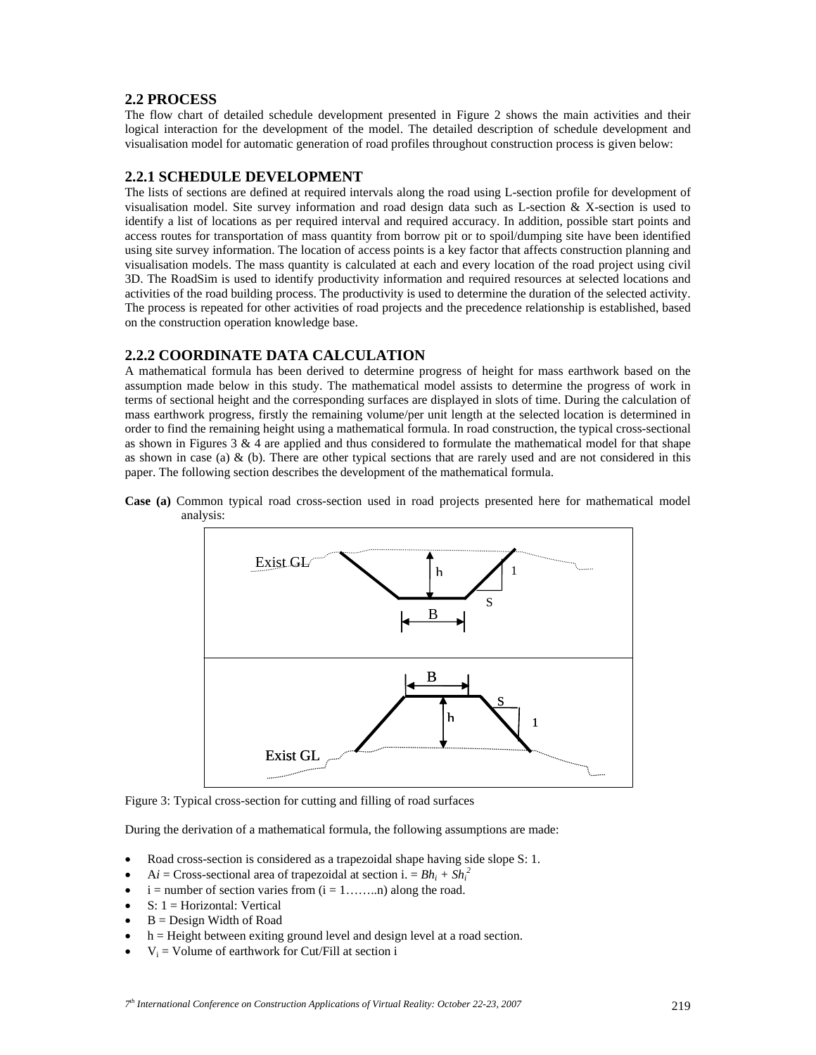## 2.2 PROCESS

The flow chart of detailed schedule development presented in Figure 2 shows the main activities and their logical interaction for the development of the model. The detailed description of schedule development and visualisation model for automatic generation of road profiles throughout construction process is given below:

### 2.2.1 SCHEDULE DEVELOPMENT

The lists of sections are defined at required intervals along the road using L-section profile for development of visualisation model. Site survey information and road design data such as L-section & X-section is used to identify a list of locations as per required interval and required accuracy. In addition, possible start points and access routes for transportation of mass quantity from borrow pit or to spoil/dumping site have been identified using site survey information. The location of access points is a key factor that affects construction planning and visualisation models. The mass quantity is calculated at each and every location of the road project using civil 3D. The RoadSim is used to identify productivity information and required resources at selected locations and activities of the road building process. The productivity is used to determine the duration of the selected activity. The process is repeated for other activities of road projects and the precedence relationship is established, based on the construction operation knowledge base.

### 2.2.2 COORDINATE DATA CALCULATION

A mathematical formula has been derived to determine progress of height for mass earthwork based on the assumption made below in this study. The mathematical model assists to determine the progress of work in terms of sectional height and the corresponding surfaces are displayed in slots of time. During the calculation of mass earthwork progress, firstly the remaining volume/per unit length at the selected location is determined in order to find the remaining height using a mathematical formula. In road construction, the typical cross-sectional as shown in Figures 3 & 4 are applied and thus considered to formulate the mathematical model for that shape as shown in case (a) & (b). There are other typical sections that are rarely used and are not considered in this paper. The following section describes the development of the mathematical formula.

**Case (a)** Common typical road cross-section used in road projects presented here for mathematical model analysis:

Figure 3: Typical cross-section for cutting and filling of road surfaces

During the derivation of a mathematical formula, the following assumptions are made:

- Road cross-section is considered as a trapezoidal shape having side slope S: 1.
- $A_i$ = Cross-sectional area of trapezoidal at section i. = $Bh_i + Sh_i^2$
- i = number of section varies from (i = 1……..n) along the road.
- S: 1 = Horizontal: Vertical
- B = Design Width of Road
- h = Height between exiting ground level and design level at a road section.
- $V_i$ = Volume of earthwork for Cut/Fill at section i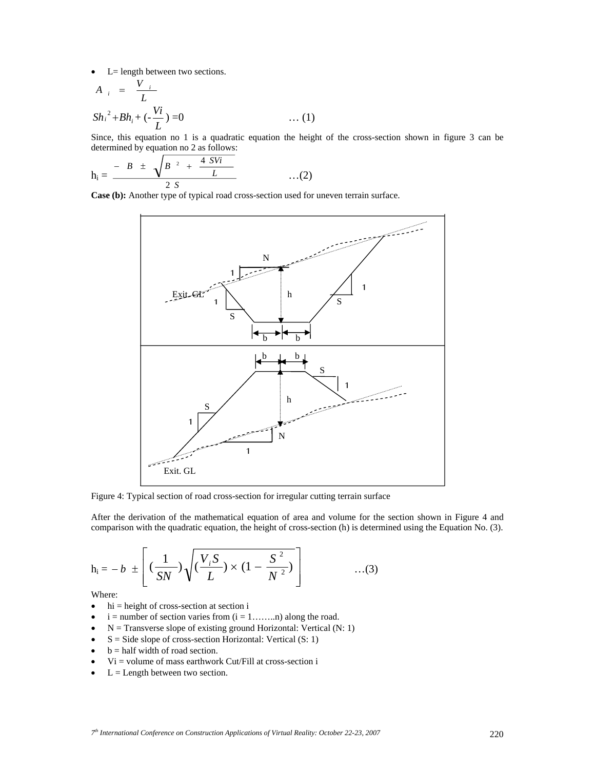- L= length between two sections.

$$A_i = \frac{V_i}{L}$$

$$Sh_i^2 + Bh_i + (-\frac{Vi}{L}) = 0 \qquad \ldots (1)$$

Since, this equation no 1 is a quadratic equation the height of the cross-section shown in figure 3 can be determined by equation no 2 as follows:

$$h_i = \frac{-B \pm \sqrt{B^2 + \frac{4SVi}{L}}}{2S} \qquad \ldots (2)$$

**Case (b):** Another type of typical road cross-section used for uneven terrain surface.

Figure 4: Typical section of road cross-section for irregular cutting terrain surface

After the derivation of the mathematical equation of area and volume for the section shown in Figure 4 and comparison with the quadratic equation, the height of cross-section (h) is determined using the Equation No. (3).

$$h_i = -b \pm \left[ (\frac{1}{SN}) \sqrt{(\frac{V_i S}{L}) \times (1 - \frac{S^2}{N^2})} \right] \qquad \ldots (3)$$

Where:

- hi = height of cross-section at section i
- i = number of section varies from (i = 1……..n) along the road.
- N = Transverse slope of existing ground Horizontal: Vertical (N: 1)
- S = Side slope of cross-section Horizontal: Vertical (S: 1)
- b = half width of road section.
- Vi = volume of mass earthwork Cut/Fill at cross-section i
- L = Length between two section.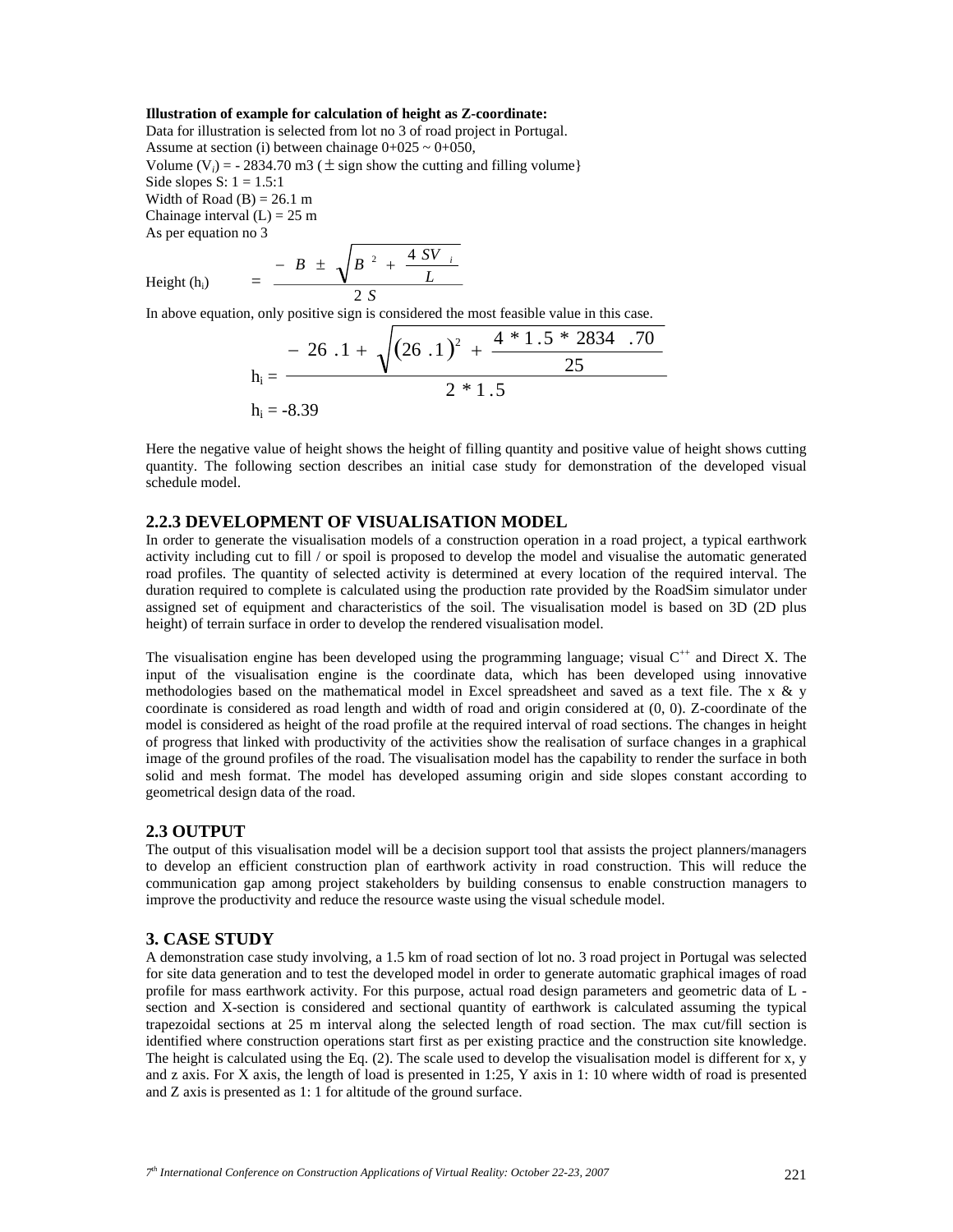**Illustration of example for calculation of height as Z-coordinate:**

Data for illustration is selected from lot no 3 of road project in Portugal.
Assume at section (i) between chainage 0+025 ~ 0+050,
Volume ($V_i$) = - 2834.70 m3 ($\pm$ sign show the cutting and filling volume}
Side slopes S: 1 = 1.5:1
Width of Road (B) = 26.1 m
Chainage interval (L) = 25 m
As per equation no 3

$$\text{Height } (h_i) = \frac{-B \pm \sqrt{B^2 + \frac{4SV_i}{L}}}{2S}$$

In above equation, only positive sign is considered the most feasible value in this case.

$$h_i = \frac{-26.1 + \sqrt{(26.1)^2 + \frac{4 * 1.5 * 2834.70}{25}}}{2 * 1.5}$$

$$h_i = -8.39$$

Here the negative value of height shows the height of filling quantity and positive value of height shows cutting quantity. The following section describes an initial case study for demonstration of the developed visual schedule model.

### 2.2.3 DEVELOPMENT OF VISUALISATION MODEL

In order to generate the visualisation models of a construction operation in a road project, a typical earthwork activity including cut to fill / or spoil is proposed to develop the model and visualise the automatic generated road profiles. The quantity of selected activity is determined at every location of the required interval. The duration required to complete is calculated using the production rate provided by the RoadSim simulator under assigned set of equipment and characteristics of the soil. The visualisation model is based on 3D (2D plus height) of terrain surface in order to develop the rendered visualisation model.

The visualisation engine has been developed using the programming language; visual $C^{++}$ and Direct X. The input of the visualisation engine is the coordinate data, which has been developed using innovative methodologies based on the mathematical model in Excel spreadsheet and saved as a text file. The x & y coordinate is considered as road length and width of road and origin considered at (0, 0). Z-coordinate of the model is considered as height of the road profile at the required interval of road sections. The changes in height of progress that linked with productivity of the activities show the realisation of surface changes in a graphical image of the ground profiles of the road. The visualisation model has the capability to render the surface in both solid and mesh format. The model has developed assuming origin and side slopes constant according to geometrical design data of the road.

## 2.3 OUTPUT

The output of this visualisation model will be a decision support tool that assists the project planners/managers to develop an efficient construction plan of earthwork activity in road construction. This will reduce the communication gap among project stakeholders by building consensus to enable construction managers to improve the productivity and reduce the resource waste using the visual schedule model.

## 3. CASE STUDY

A demonstration case study involving, a 1.5 km of road section of lot no. 3 road project in Portugal was selected for site data generation and to test the developed model in order to generate automatic graphical images of road profile for mass earthwork activity. For this purpose, actual road design parameters and geometric data of L - section and X-section is considered and sectional quantity of earthwork is calculated assuming the typical trapezoidal sections at 25 m interval along the selected length of road section. The max cut/fill section is identified where construction operations start first as per existing practice and the construction site knowledge. The height is calculated using the Eq. (2). The scale used to develop the visualisation model is different for x, y and z axis. For X axis, the length of load is presented in 1:25, Y axis in 1: 10 where width of road is presented and Z axis is presented as 1: 1 for altitude of the ground surface.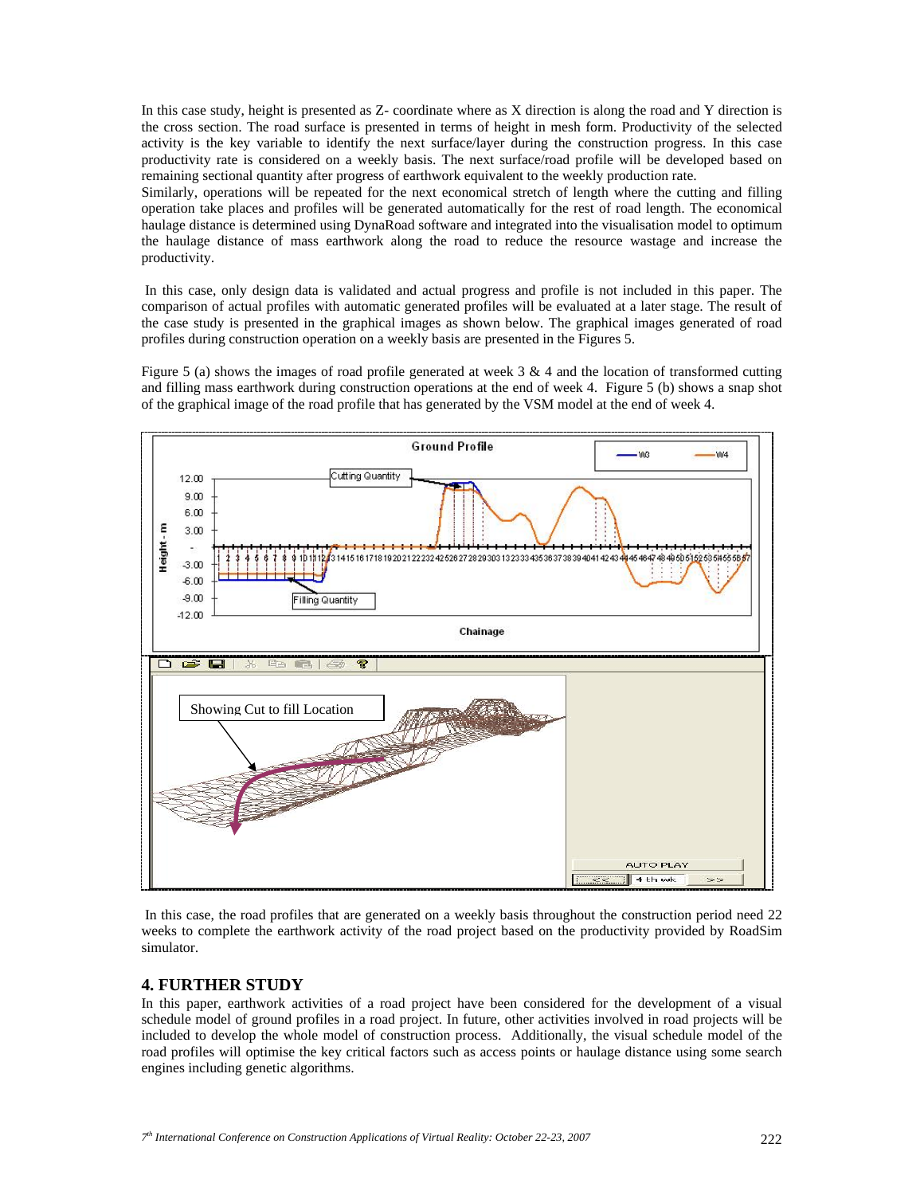In this case study, height is presented as Z- coordinate where as X direction is along the road and Y direction is the cross section. The road surface is presented in terms of height in mesh form. Productivity of the selected activity is the key variable to identify the next surface/layer during the construction progress. In this case productivity rate is considered on a weekly basis. The next surface/road profile will be developed based on remaining sectional quantity after progress of earthwork equivalent to the weekly production rate.
Similarly, operations will be repeated for the next economical stretch of length where the cutting and filling operation take places and profiles will be generated automatically for the rest of road length. The economical haulage distance is determined using DynaRoad software and integrated into the visualisation model to optimum the haulage distance of mass earthwork along the road to reduce the resource wastage and increase the productivity.

In this case, only design data is validated and actual progress and profile is not included in this paper. The comparison of actual profiles with automatic generated profiles will be evaluated at a later stage. The result of the case study is presented in the graphical images as shown below. The graphical images generated of road profiles during construction operation on a weekly basis are presented in the Figures 5.

Figure 5 (a) shows the images of road profile generated at week 3 & 4 and the location of transformed cutting and filling mass earthwork during construction operations at the end of week 4. Figure 5 (b) shows a snap shot of the graphical image of the road profile that has generated by the VSM model at the end of week 4.

In this case, the road profiles that are generated on a weekly basis throughout the construction period need 22 weeks to complete the earthwork activity of the road project based on the productivity provided by RoadSim simulator.

## 4. FURTHER STUDY

In this paper, earthwork activities of a road project have been considered for the development of a visual schedule model of ground profiles in a road project. In future, other activities involved in road projects will be included to develop the whole model of construction process. Additionally, the visual schedule model of the road profiles will optimise the key critical factors such as access points or haulage distance using some search engines including genetic algorithms.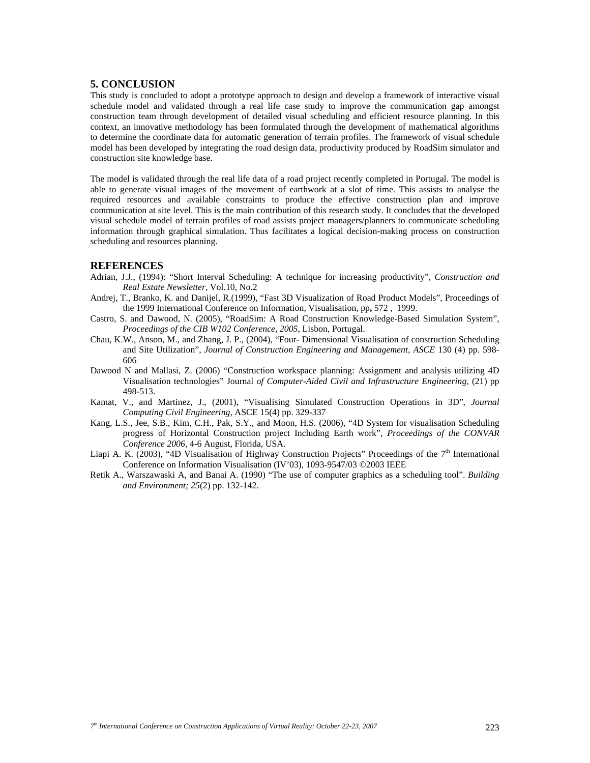## 5. CONCLUSION

This study is concluded to adopt a prototype approach to design and develop a framework of interactive visual schedule model and validated through a real life case study to improve the communication gap amongst construction team through development of detailed visual scheduling and efficient resource planning. In this context, an innovative methodology has been formulated through the development of mathematical algorithms to determine the coordinate data for automatic generation of terrain profiles. The framework of visual schedule model has been developed by integrating the road design data, productivity produced by RoadSim simulator and construction site knowledge base.

The model is validated through the real life data of a road project recently completed in Portugal. The model is able to generate visual images of the movement of earthwork at a slot of time. This assists to analyse the required resources and available constraints to produce the effective construction plan and improve communication at site level. This is the main contribution of this research study. It concludes that the developed visual schedule model of terrain profiles of road assists project managers/planners to communicate scheduling information through graphical simulation. Thus facilitates a logical decision-making process on construction scheduling and resources planning.

## REFERENCES

Adrian, J.J., (1994): "Short Interval Scheduling: A technique for increasing productivity", *Construction and Real Estate Newsletter*, Vol.10, No.2

Andrej, T., Branko, K. and Danijel, R.(1999), "Fast 3D Visualization of Road Product Models", Proceedings of the 1999 International Conference on Information, Visualisation, pp**,** 572 , 1999.

Castro, S. and Dawood, N. (2005), "RoadSim: A Road Construction Knowledge-Based Simulation System", *Proceedings of the CIB W102 Conference, 2005*, Lisbon, Portugal.

Chau, K.W., Anson, M., and Zhang, J. P., (2004), "Four- Dimensional Visualisation of construction Scheduling and Site Utilization", *Journal of Construction Engineering and Management, ASCE* 130 (4) pp. 598-606

Dawood N and Mallasi, Z. (2006) "Construction workspace planning: Assignment and analysis utilizing 4D Visualisation technologies" Journal *of Computer-Aided Civil and Infrastructure Engineering,* (21) pp 498-513.

Kamat, V., and Martinez, J., (2001), "Visualising Simulated Construction Operations in 3D", *Journal Computing Civil Engineering,* ASCE 15(4) pp. 329-337

Kang, L.S., Jee, S.B., Kim, C.H., Pak, S.Y., and Moon, H.S. (2006), "4D System for visualisation Scheduling progress of Horizontal Construction project Including Earth work", *Proceedings of the CONVAR Conference 2006*, 4-6 August, Florida, USA.

Liapi A. K. (2003), "4D Visualisation of Highway Construction Projects" Proceedings of the 7th International Conference on Information Visualisation (IV'03), 1093-9547/03 ©2003 IEEE

Retik A., Warszawaski A, and Banai A. (1990) "The use of computer graphics as a scheduling tool". *Building and Environment; 25*(2) pp. 132-142.